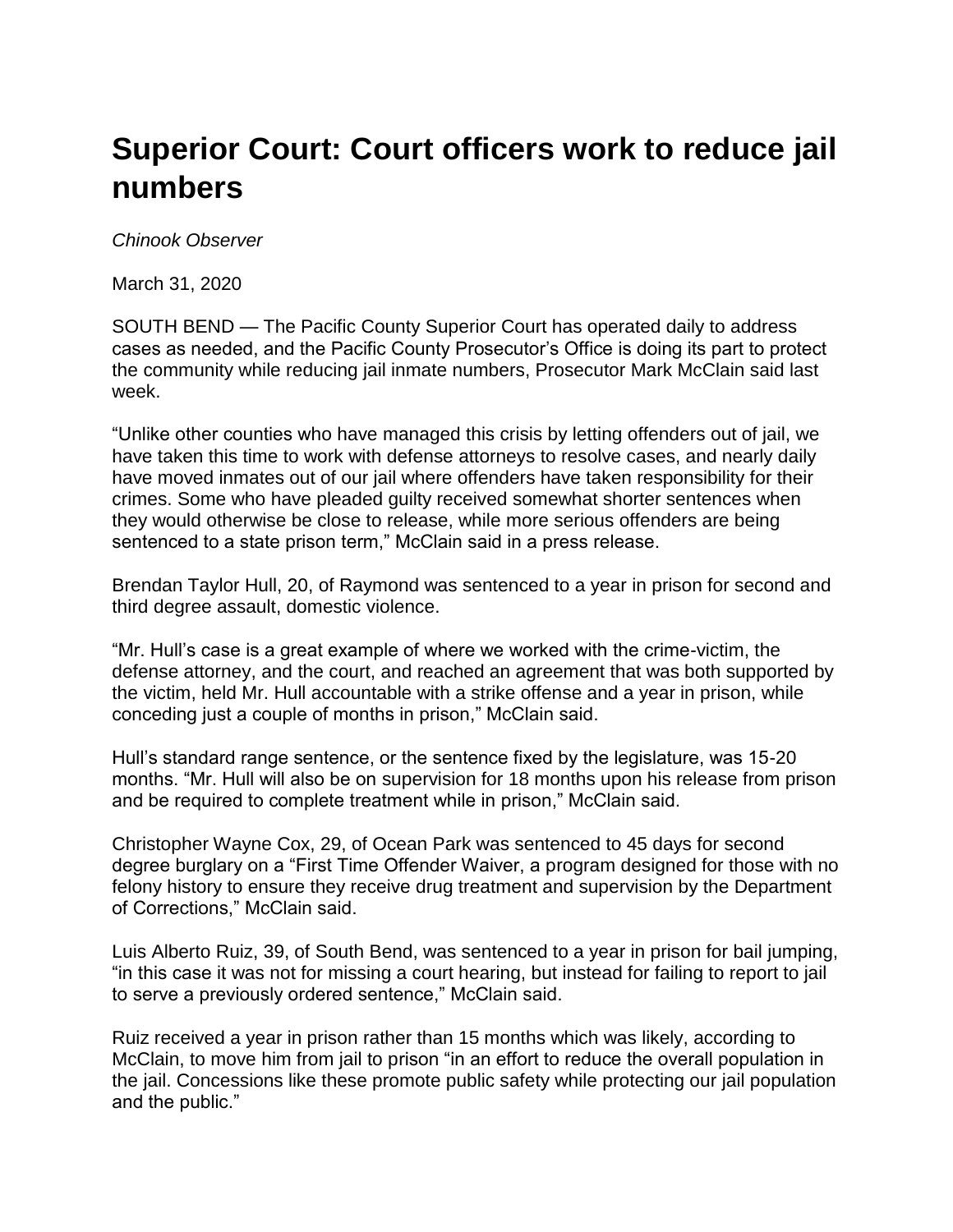# Superior Court: Court officers work to reduce jail numbers

*Chinook Observer*

March 31, 2020

SOUTH BEND — The Pacific County Superior Court has operated daily to address cases as needed, and the Pacific County Prosecutor's Office is doing its part to protect the community while reducing jail inmate numbers, Prosecutor Mark McClain said last week.

"Unlike other counties who have managed this crisis by letting offenders out of jail, we have taken this time to work with defense attorneys to resolve cases, and nearly daily have moved inmates out of our jail where offenders have taken responsibility for their crimes. Some who have pleaded guilty received somewhat shorter sentences when they would otherwise be close to release, while more serious offenders are being sentenced to a state prison term," McClain said in a press release.

Brendan Taylor Hull, 20, of Raymond was sentenced to a year in prison for second and third degree assault, domestic violence.

"Mr. Hull's case is a great example of where we worked with the crime-victim, the defense attorney, and the court, and reached an agreement that was both supported by the victim, held Mr. Hull accountable with a strike offense and a year in prison, while conceding just a couple of months in prison," McClain said.

Hull's standard range sentence, or the sentence fixed by the legislature, was 15-20 months. "Mr. Hull will also be on supervision for 18 months upon his release from prison and be required to complete treatment while in prison," McClain said.

Christopher Wayne Cox, 29, of Ocean Park was sentenced to 45 days for second degree burglary on a "First Time Offender Waiver, a program designed for those with no felony history to ensure they receive drug treatment and supervision by the Department of Corrections," McClain said.

Luis Alberto Ruiz, 39, of South Bend, was sentenced to a year in prison for bail jumping, "in this case it was not for missing a court hearing, but instead for failing to report to jail to serve a previously ordered sentence," McClain said.

Ruiz received a year in prison rather than 15 months which was likely, according to McClain, to move him from jail to prison "in an effort to reduce the overall population in the jail. Concessions like these promote public safety while protecting our jail population and the public."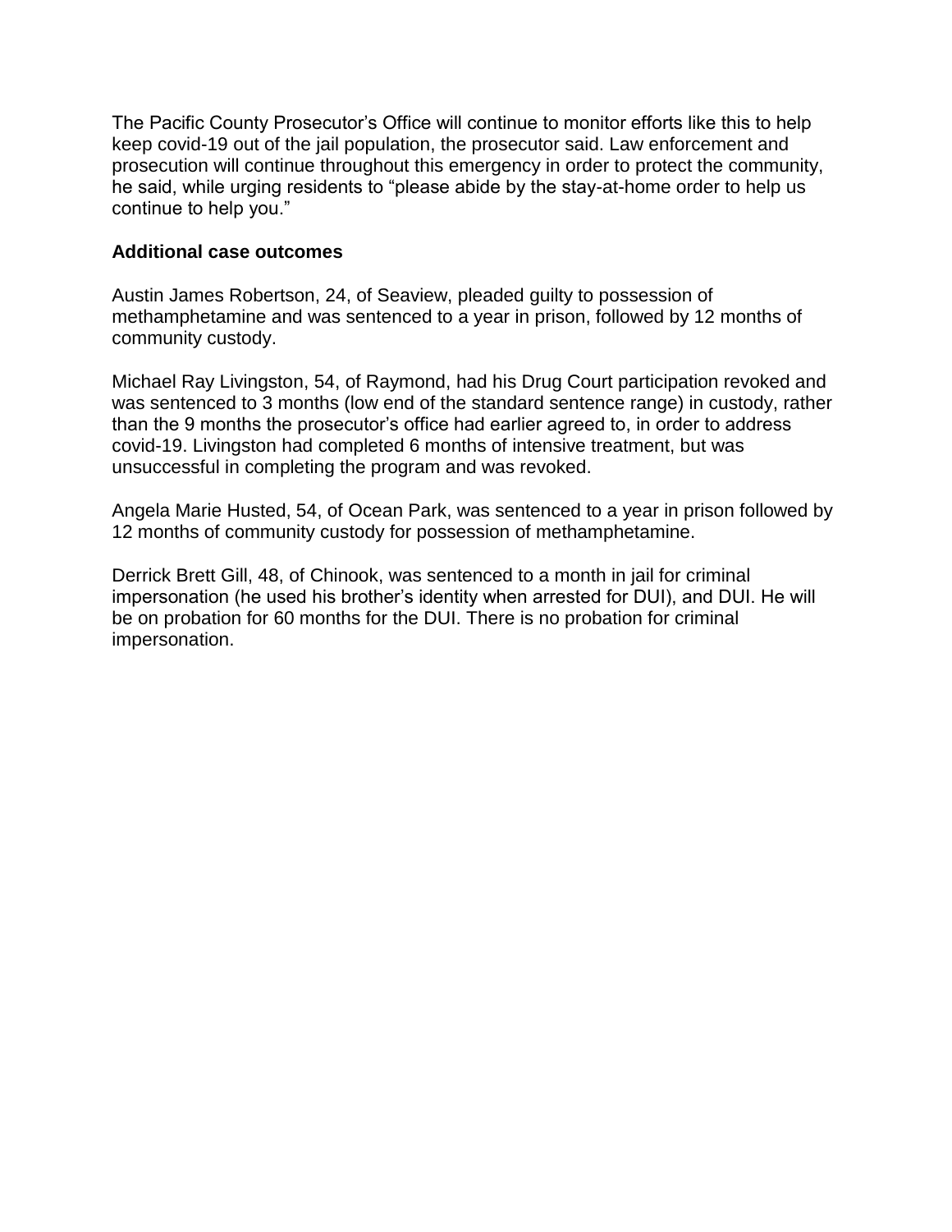The Pacific County Prosecutor's Office will continue to monitor efforts like this to help keep covid-19 out of the jail population, the prosecutor said. Law enforcement and prosecution will continue throughout this emergency in order to protect the community, he said, while urging residents to "please abide by the stay-at-home order to help us continue to help you."

**Additional case outcomes**

Austin James Robertson, 24, of Seaview, pleaded guilty to possession of methamphetamine and was sentenced to a year in prison, followed by 12 months of community custody.

Michael Ray Livingston, 54, of Raymond, had his Drug Court participation revoked and was sentenced to 3 months (low end of the standard sentence range) in custody, rather than the 9 months the prosecutor's office had earlier agreed to, in order to address covid-19. Livingston had completed 6 months of intensive treatment, but was unsuccessful in completing the program and was revoked.

Angela Marie Husted, 54, of Ocean Park, was sentenced to a year in prison followed by 12 months of community custody for possession of methamphetamine.

Derrick Brett Gill, 48, of Chinook, was sentenced to a month in jail for criminal impersonation (he used his brother's identity when arrested for DUI), and DUI. He will be on probation for 60 months for the DUI. There is no probation for criminal impersonation.